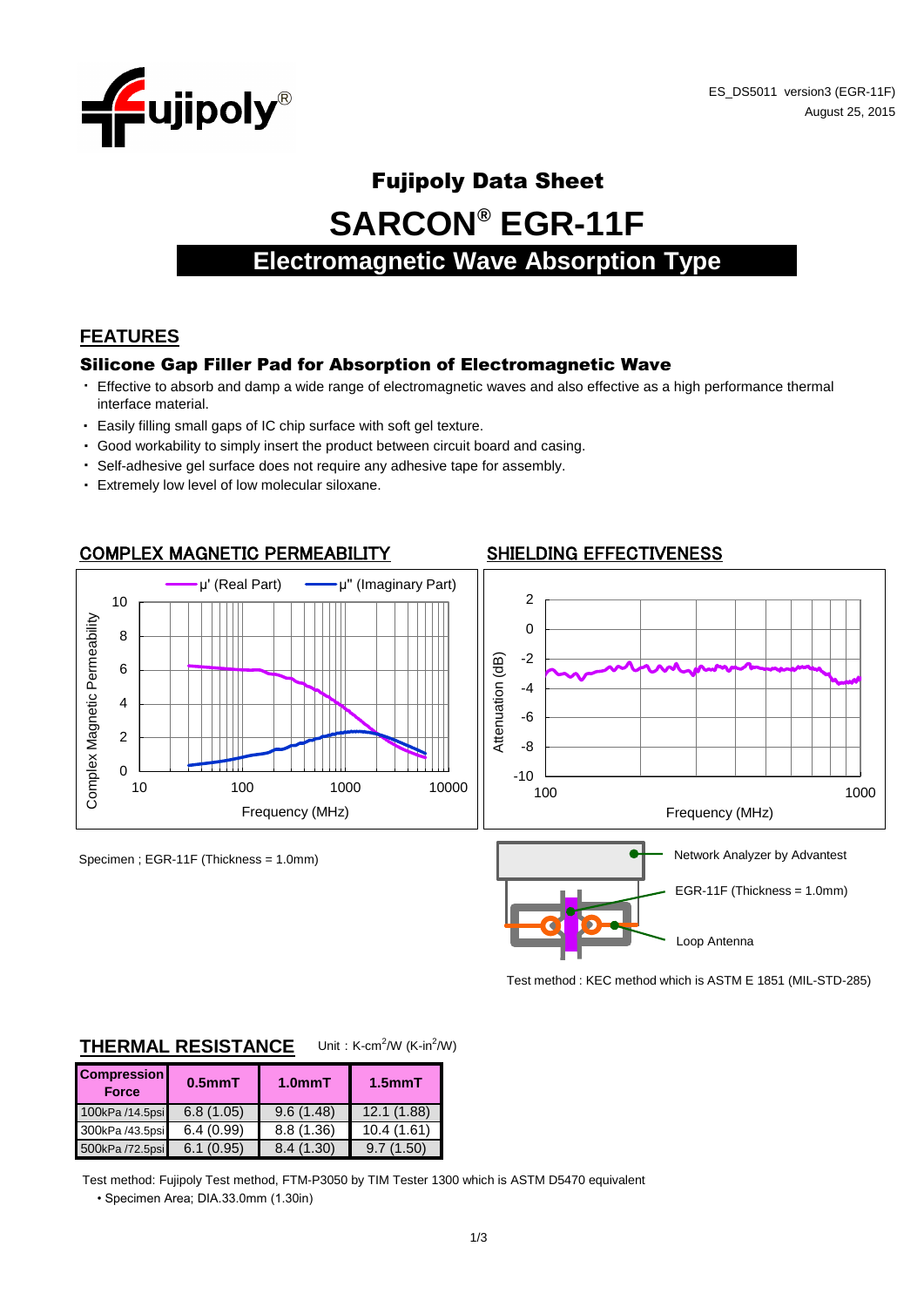ES_DS5011 version3 (EGR-11F)
August 25, 2015

# Fujipoly Data Sheet

# SARCON® EGR-11F

## Electromagnetic Wave Absorption Type

## FEATURES

### Silicone Gap Filler Pad for Absorption of Electromagnetic Wave

- Effective to absorb and damp a wide range of electromagnetic waves and also effective as a high performance thermal interface material.
- Easily filling small gaps of IC chip surface with soft gel texture.
- Good workability to simply insert the product between circuit board and casing.
- Self-adhesive gel surface does not require any adhesive tape for assembly.
- Extremely low level of low molecular siloxane.

## COMPLEX MAGNETIC PERMEABILITY

Specimen ; EGR-11F (Thickness = 1.0mm)

## SHIELDING EFFECTIVENESS

Network Analyzer by Advantest

EGR-11F (Thickness = 1.0mm)

Loop Antenna

Test method : KEC method which is ASTM E 1851 (MIL-STD-285)

## THERMAL RESISTANCE

Unit : K-cm$^2$/W (K-in$^2$/W)

| Compression Force | 0.5mmT | 1.0mmT | 1.5mmT |
|---|---|---|---|
| 100kPa /14.5psi | 6.8 (1.05) | 9.6 (1.48) | 12.1 (1.88) |
| 300kPa /43.5psi | 6.4 (0.99) | 8.8 (1.36) | 10.4 (1.61) |
| 500kPa /72.5psi | 6.1 (0.95) | 8.4 (1.30) | 9.7 (1.50) |

Test method: Fujipoly Test method, FTM-P3050 by TIM Tester 1300 which is ASTM D5470 equivalent

- Specimen Area; DIA.33.0mm (1.30in)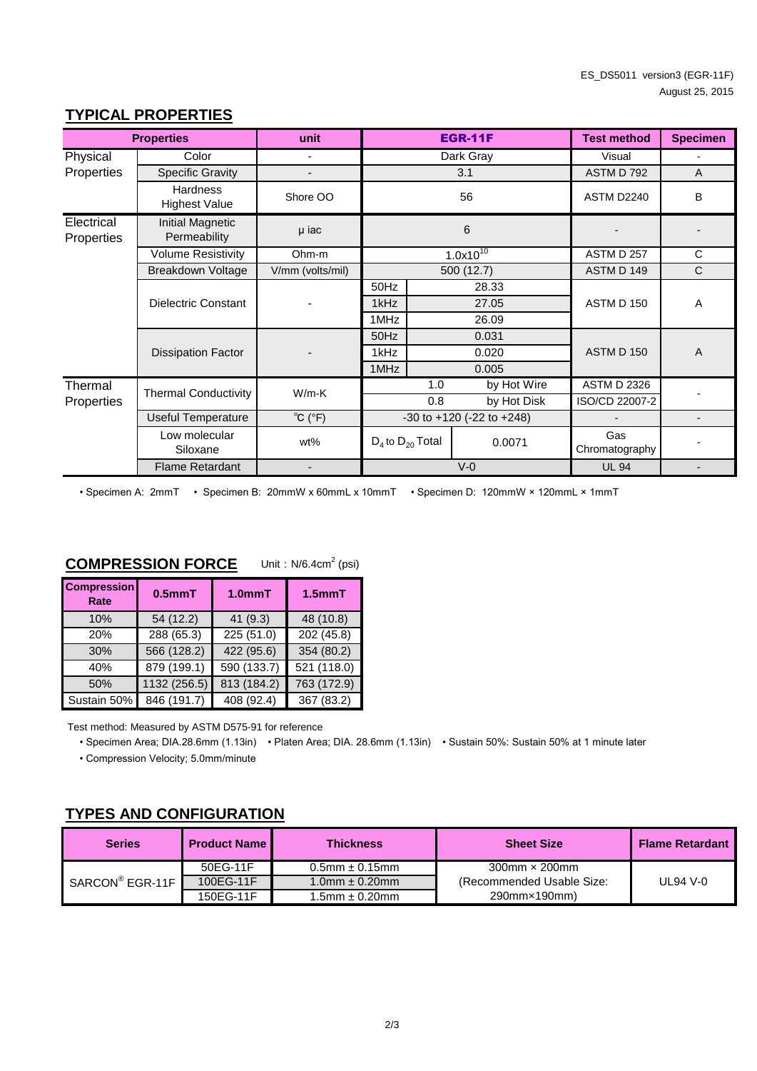ES_DS5011 version3 (EGR-11F)
August 25, 2015

## TYPICAL PROPERTIES

| Properties | | unit | EGR-11F | | Test method | Specimen |
|---|---|---|---|---|---|---|
| Physical Properties | Color | - | Dark Gray | | Visual | - |
| | Specific Gravity | - | 3.1 | | ASTM D 792 | A |
| | Hardness Highest Value | Shore OO | 56 | | ASTM D2240 | B |
| Electrical Properties | Initial Magnetic Permeability | μ iac | 6 | | - | - |
| | Volume Resistivity | Ohm-m | $1.0x10^{10}$ | | ASTM D 257 | C |
| | Breakdown Voltage | V/mm (volts/mil) | 500 (12.7) | | ASTM D 149 | C |
| | Dielectric Constant | - | 50Hz | 28.33 | ASTM D 150 | A |
| | | | 1kHz | 27.05 | | |
| | | | 1MHz | 26.09 | | |
| | Dissipation Factor | - | 50Hz | 0.031 | ASTM D 150 | A |
| | | | 1kHz | 0.020 | | |
| | | | 1MHz | 0.005 | | |
| Thermal Properties | Thermal Conductivity | W/m-K | 1.0 | by Hot Wire | ASTM D 2326 | - |
| | | | 0.8 | by Hot Disk | ISO/CD 22007-2 | |
| | Useful Temperature | ℃ (°F) | -30 to +120 (-22 to +248) | | - | - |
| | Low molecular Siloxane | wt% | $D_4$ to $D_{20}$ Total | 0.0071 | Gas Chromatography | - |
| | Flame Retardant | - | V-0 | | UL 94 | - |

• Specimen A: 2mmT • Specimen B: 20mmW x 60mmL x 10mmT • Specimen D: 120mmW × 120mmL × 1mmT

## COMPRESSION FORCE

Unit : N/6.4cm$^2$ (psi)

| Compression Rate | 0.5mmT | 1.0mmT | 1.5mmT |
|---|---|---|---|
| 10% | 54 (12.2) | 41 (9.3) | 48 (10.8) |
| 20% | 288 (65.3) | 225 (51.0) | 202 (45.8) |
| 30% | 566 (128.2) | 422 (95.6) | 354 (80.2) |
| 40% | 879 (199.1) | 590 (133.7) | 521 (118.0) |
| 50% | 1132 (256.5) | 813 (184.2) | 763 (172.9) |
| Sustain 50% | 846 (191.7) | 408 (92.4) | 367 (83.2) |

Test method: Measured by ASTM D575-91 for reference

• Specimen Area; DIA.28.6mm (1.13in) • Platen Area; DIA. 28.6mm (1.13in) • Sustain 50%: Sustain 50% at 1 minute later

• Compression Velocity; 5.0mm/minute

## TYPES AND CONFIGURATION

| Series | Product Name | Thickness | Sheet Size | Flame Retardant |
|---|---|---|---|---|
| SARCON® EGR-11F | 50EG-11F | 0.5mm ± 0.15mm | 300mm × 200mm (Recommended Usable Size: 290mm×190mm) | UL94 V-0 |
| | 100EG-11F | 1.0mm ± 0.20mm | | |
| | 150EG-11F | 1.5mm ± 0.20mm | | |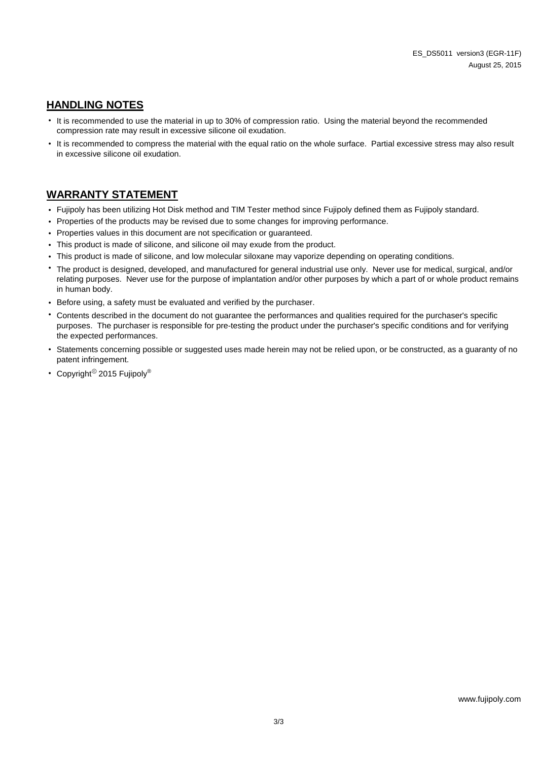## HANDLING NOTES

- It is recommended to use the material in up to 30% of compression ratio. Using the material beyond the recommended compression rate may result in excessive silicone oil exudation.
- It is recommended to compress the material with the equal ratio on the whole surface. Partial excessive stress may also result in excessive silicone oil exudation.

## WARRANTY STATEMENT

- Fujipoly has been utilizing Hot Disk method and TIM Tester method since Fujipoly defined them as Fujipoly standard.
- Properties of the products may be revised due to some changes for improving performance.
- Properties values in this document are not specification or guaranteed.
- This product is made of silicone, and silicone oil may exude from the product.
- This product is made of silicone, and low molecular siloxane may vaporize depending on operating conditions.
- The product is designed, developed, and manufactured for general industrial use only. Never use for medical, surgical, and/or relating purposes. Never use for the purpose of implantation and/or other purposes by which a part of or whole product remains in human body.
- Before using, a safety must be evaluated and verified by the purchaser.
- Contents described in the document do not guarantee the performances and qualities required for the purchaser's specific purposes. The purchaser is responsible for pre-testing the product under the purchaser's specific conditions and for verifying the expected performances.
- Statements concerning possible or suggested uses made herein may not be relied upon, or be constructed, as a guaranty of no patent infringement.
- Copyright© 2015 Fujipoly®